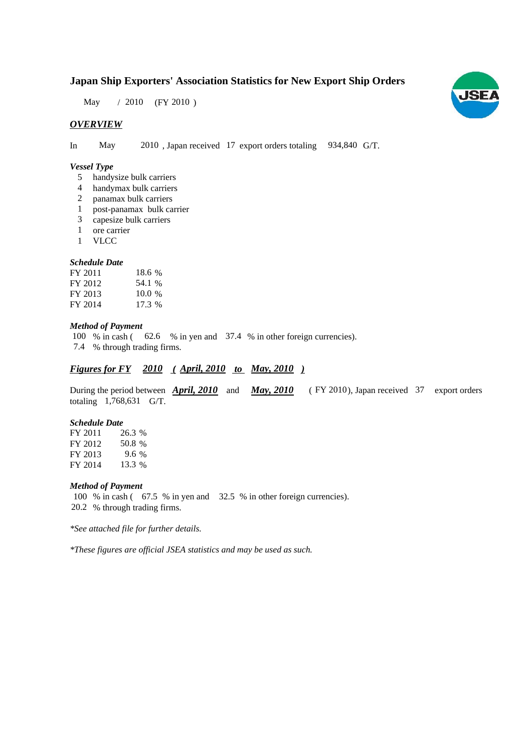# Japan Ship Exporters' Association Statistics for New Export Ship Orders

May / 2010 (FY 2010 )

## *OVERVIEW*

In May 2010 , Japan received 17 export orders totaling 934,840 G/T.

### *Vessel Type*

- 5 handysize bulk carriers
- 4 handymax bulk carriers
- 2 panamax bulk carriers
- 1 post-panamax bulk carrier
- 3 capesize bulk carriers
- 1 ore carrier
- 1 VLCC

### *Schedule Date*

| | |
|---|---|
| FY 2011 | 18.6 % |
| FY 2012 | 54.1 % |
| FY 2013 | 10.0 % |
| FY 2014 | 17.3 % |

### *Method of Payment*

100 % in cash ( 62.6 % in yen and 37.4 % in other foreign currencies).
7.4 % through trading firms.

## ***Figures for FY 2010 ( April, 2010 to May, 2010 )***

During the period between ***April, 2010*** and ***May, 2010*** ( FY 2010), Japan received 37 export orders totaling 1,768,631 G/T.

### *Schedule Date*

| | |
|---|---|
| FY 2011 | 26.3 % |
| FY 2012 | 50.8 % |
| FY 2013 | 9.6 % |
| FY 2014 | 13.3 % |

### *Method of Payment*

100 % in cash ( 67.5 % in yen and 32.5 % in other foreign currencies).
20.2 % through trading firms.

*\*See attached file for further details.*

*\*These figures are official JSEA statistics and may be used as such.*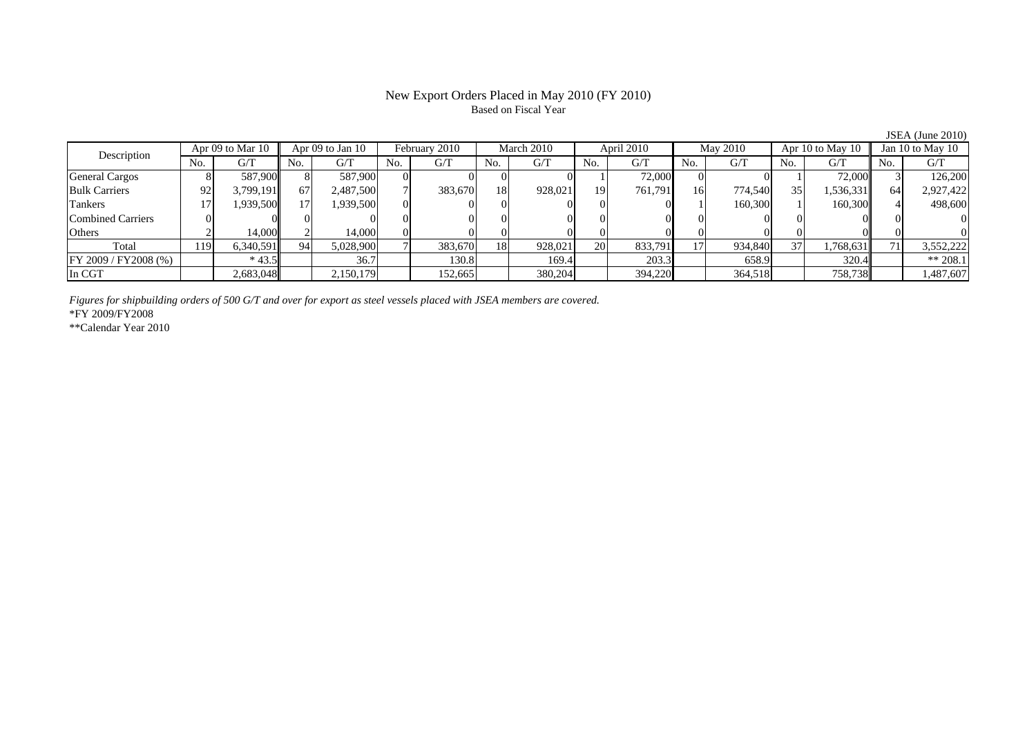# New Export Orders Placed in May 2010 (FY 2010)

Based on Fiscal Year

JSEA (June 2010)

| Description | Apr 09 to Mar 10 | | Apr 09 to Jan 10 | | February 2010 | | March 2010 | | April 2010 | | May 2010 | | Apr 10 to May 10 | | Jan 10 to May 10 | |
|---|---|---|---|---|---|---|---|---|---|---|---|---|---|---|---|---|
| | No. | G/T | No. | G/T | No. | G/T | No. | G/T | No. | G/T | No. | G/T | No. | G/T | No. | G/T |
| General Cargos | 8 | 587,900 | 8 | 587,900 | 0 | 0 | 0 | 0 | 1 | 72,000 | 0 | 0 | 1 | 72,000 | 3 | 126,200 |
| Bulk Carriers | 92 | 3,799,191 | 67 | 2,487,500 | 7 | 383,670 | 18 | 928,021 | 19 | 761,791 | 16 | 774,540 | 35 | 1,536,331 | 64 | 2,927,422 |
| Tankers | 17 | 1,939,500 | 17 | 1,939,500 | 0 | 0 | 0 | 0 | 0 | 0 | 1 | 160,300 | 1 | 160,300 | 4 | 498,600 |
| Combined Carriers | 0 | 0 | 0 | 0 | 0 | 0 | 0 | 0 | 0 | 0 | 0 | 0 | 0 | 0 | 0 | 0 |
| Others | 2 | 14,000 | 2 | 14,000 | 0 | 0 | 0 | 0 | 0 | 0 | 0 | 0 | 0 | 0 | 0 | 0 |
| Total | 119 | 6,340,591 | 94 | 5,028,900 | 7 | 383,670 | 18 | 928,021 | 20 | 833,791 | 17 | 934,840 | 37 | 1,768,631 | 71 | 3,552,222 |
| FY 2009 / FY2008 (%) | | * 43.5 | | 36.7 | | 130.8 | | 169.4 | | 203.3 | | 658.9 | | 320.4 | | ** 208.1 |
| In CGT | | 2,683,048 | | 2,150,179 | | 152,665 | | 380,204 | | 394,220 | | 364,518 | | 758,738 | | 1,487,607 |

*Figures for shipbuilding orders of 500 G/T and over for export as steel vessels placed with JSEA members are covered.*

*FY 2009/FY2008

**Calendar Year 2010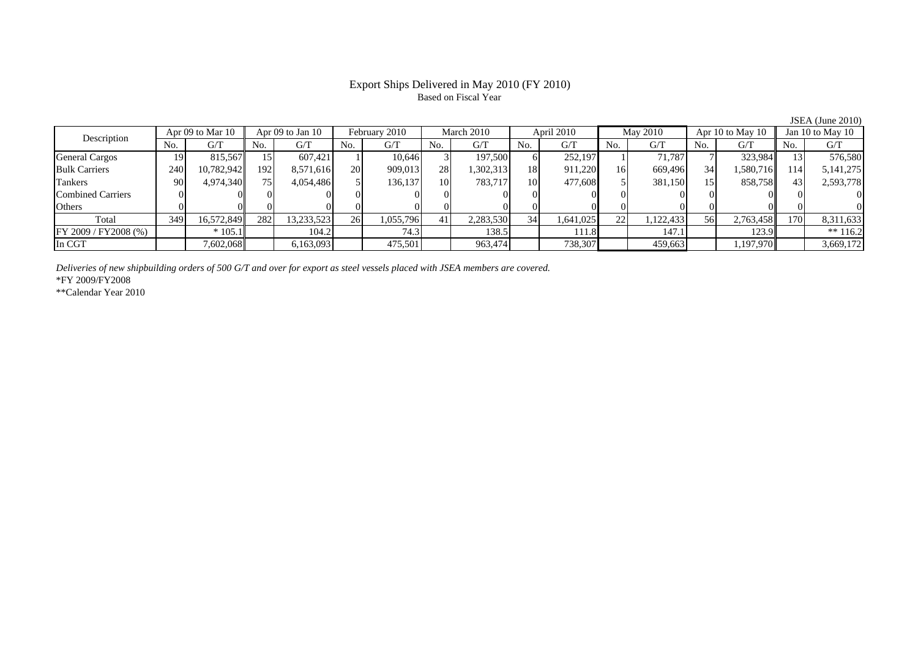# Export Ships Delivered in May 2010 (FY 2010)

Based on Fiscal Year

JSEA (June 2010)

| Description | Apr 09 to Mar 10 | | Apr 09 to Jan 10 | | February 2010 | | March 2010 | | April 2010 | | May 2010 | | Apr 10 to May 10 | | Jan 10 to May 10 | |
|---|---|---|---|---|---|---|---|---|---|---|---|---|---|---|---|---|
| | No. | G/T | No. | G/T | No. | G/T | No. | G/T | No. | G/T | No. | G/T | No. | G/T | No. | G/T |
| General Cargos | 19 | 815,567 | 15 | 607,421 | 1 | 10,646 | 3 | 197,500 | 6 | 252,197 | 1 | 71,787 | 7 | 323,984 | 13 | 576,580 |
| Bulk Carriers | 240 | 10,782,942 | 192 | 8,571,616 | 20 | 909,013 | 28 | 1,302,313 | 18 | 911,220 | 16 | 669,496 | 34 | 1,580,716 | 114 | 5,141,275 |
| Tankers | 90 | 4,974,340 | 75 | 4,054,486 | 5 | 136,137 | 10 | 783,717 | 10 | 477,608 | 5 | 381,150 | 15 | 858,758 | 43 | 2,593,778 |
| Combined Carriers | 0 | 0 | 0 | 0 | 0 | 0 | 0 | 0 | 0 | 0 | 0 | 0 | 0 | 0 | 0 | 0 |
| Others | 0 | 0 | 0 | 0 | 0 | 0 | 0 | 0 | 0 | 0 | 0 | 0 | 0 | 0 | 0 | 0 |
| Total | 349 | 16,572,849 | 282 | 13,233,523 | 26 | 1,055,796 | 41 | 2,283,530 | 34 | 1,641,025 | 22 | 1,122,433 | 56 | 2,763,458 | 170 | 8,311,633 |
| FY 2009 / FY2008 (%) | | * 105.1 | | 104.2 | | 74.3 | | 138.5 | | 111.8 | | 147.1 | | 123.9 | | ** 116.2 |
| In CGT | | 7,602,068 | | 6,163,093 | | 475,501 | | 963,474 | | 738,307 | | 459,663 | | 1,197,970 | | 3,669,172 |

*Deliveries of new shipbuilding orders of 500 G/T and over for export as steel vessels placed with JSEA members are covered.*

*FY 2009/FY2008

**Calendar Year 2010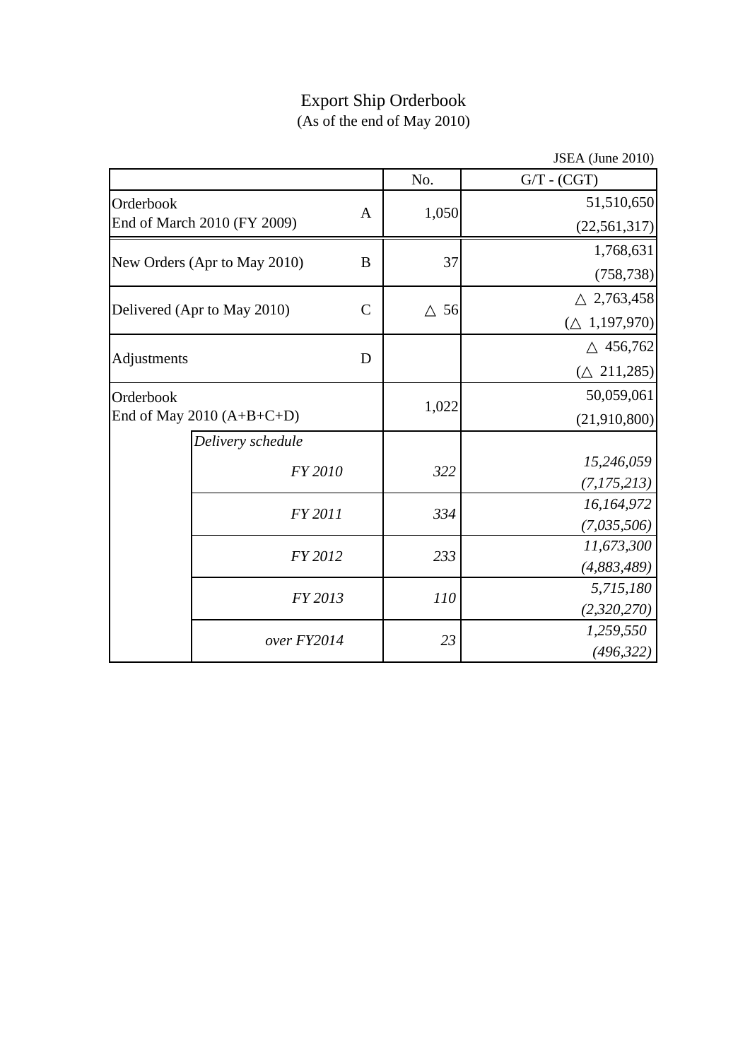# Export Ship Orderbook

(As of the end of May 2010)

JSEA (June 2010)

| | | | No. | G/T - (CGT) |
|---|---|---|---|---|
| Orderbook<br>End of March 2010 (FY 2009) | | A | 1,050 | 51,510,650<br>(22,561,317) |
| New Orders (Apr to May 2010) | | B | 37 | 1,768,631<br>(758,738) |
| Delivered (Apr to May 2010) | | C | △ 56 | △ 2,763,458<br>(△ 1,197,970) |
| Adjustments | | D | | △ 456,762<br>(△ 211,285) |
| Orderbook<br>End of May 2010 (A+B+C+D) | | | 1,022 | 50,059,061<br>(21,910,800) |
| | *Delivery schedule* | | | |
| | *FY 2010* | | *322* | *15,246,059*<br>*(7,175,213)* |
| | *FY 2011* | | *334* | *16,164,972*<br>*(7,035,506)* |
| | *FY 2012* | | *233* | *11,673,300*<br>*(4,883,489)* |
| | *FY 2013* | | *110* | *5,715,180*<br>*(2,320,270)* |
| | *over FY2014* | | *23* | *1,259,550*<br>*(496,322)* |